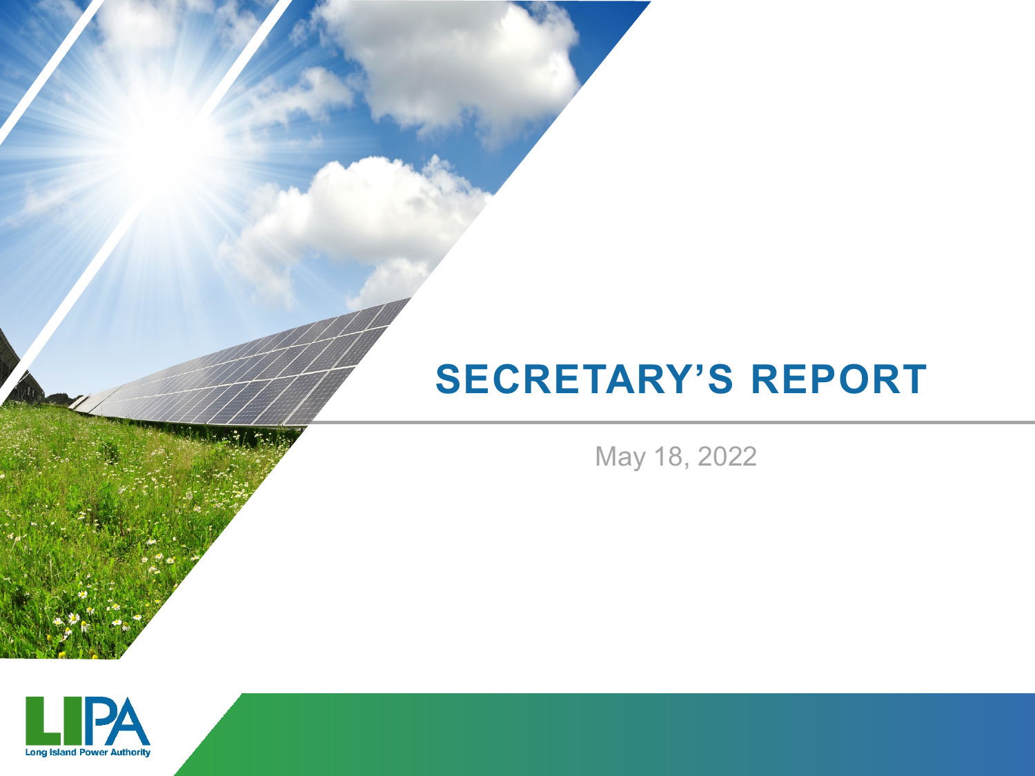# SECRETARY'S REPORT

May 18, 2022

Long Island Power Authority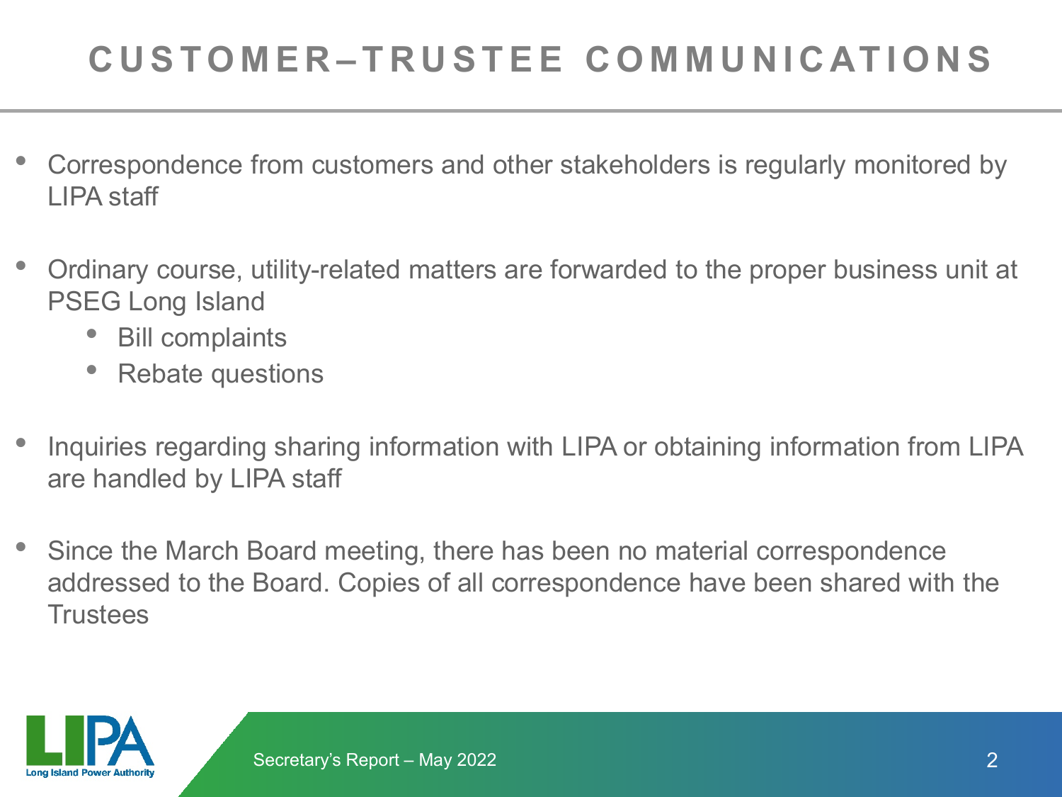# CUSTOMER–TRUSTEE COMMUNICATIONS

- Correspondence from customers and other stakeholders is regularly monitored by LIPA staff
- Ordinary course, utility-related matters are forwarded to the proper business unit at PSEG Long Island
  - Bill complaints
  - Rebate questions
- Inquiries regarding sharing information with LIPA or obtaining information from LIPA are handled by LIPA staff
- Since the March Board meeting, there has been no material correspondence addressed to the Board. Copies of all correspondence have been shared with the Trustees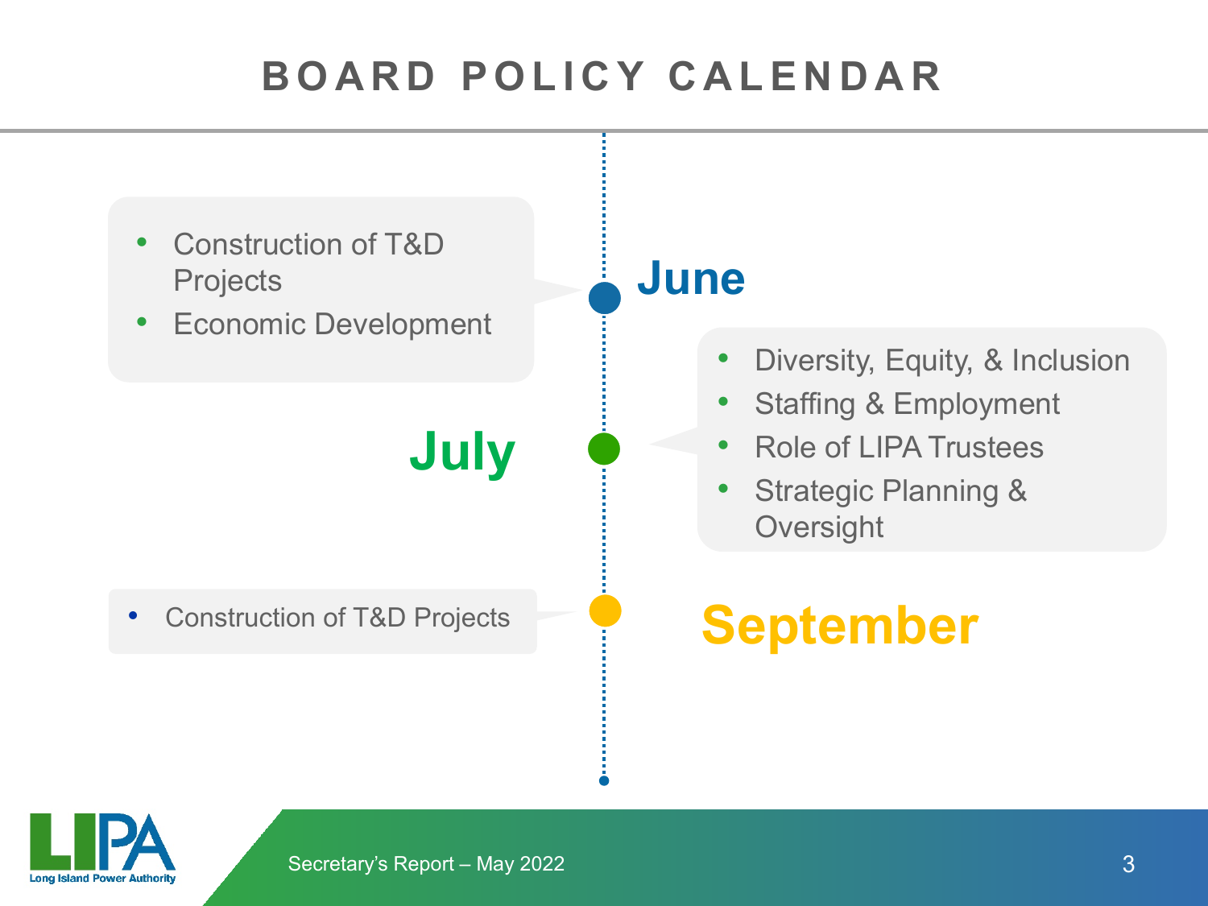# BOARD POLICY CALENDAR

## June

- Construction of T&D Projects
- Economic Development

## July

- Diversity, Equity, & Inclusion
- Staffing & Employment
- Role of LIPA Trustees
- Strategic Planning & Oversight

## September

- Construction of T&D Projects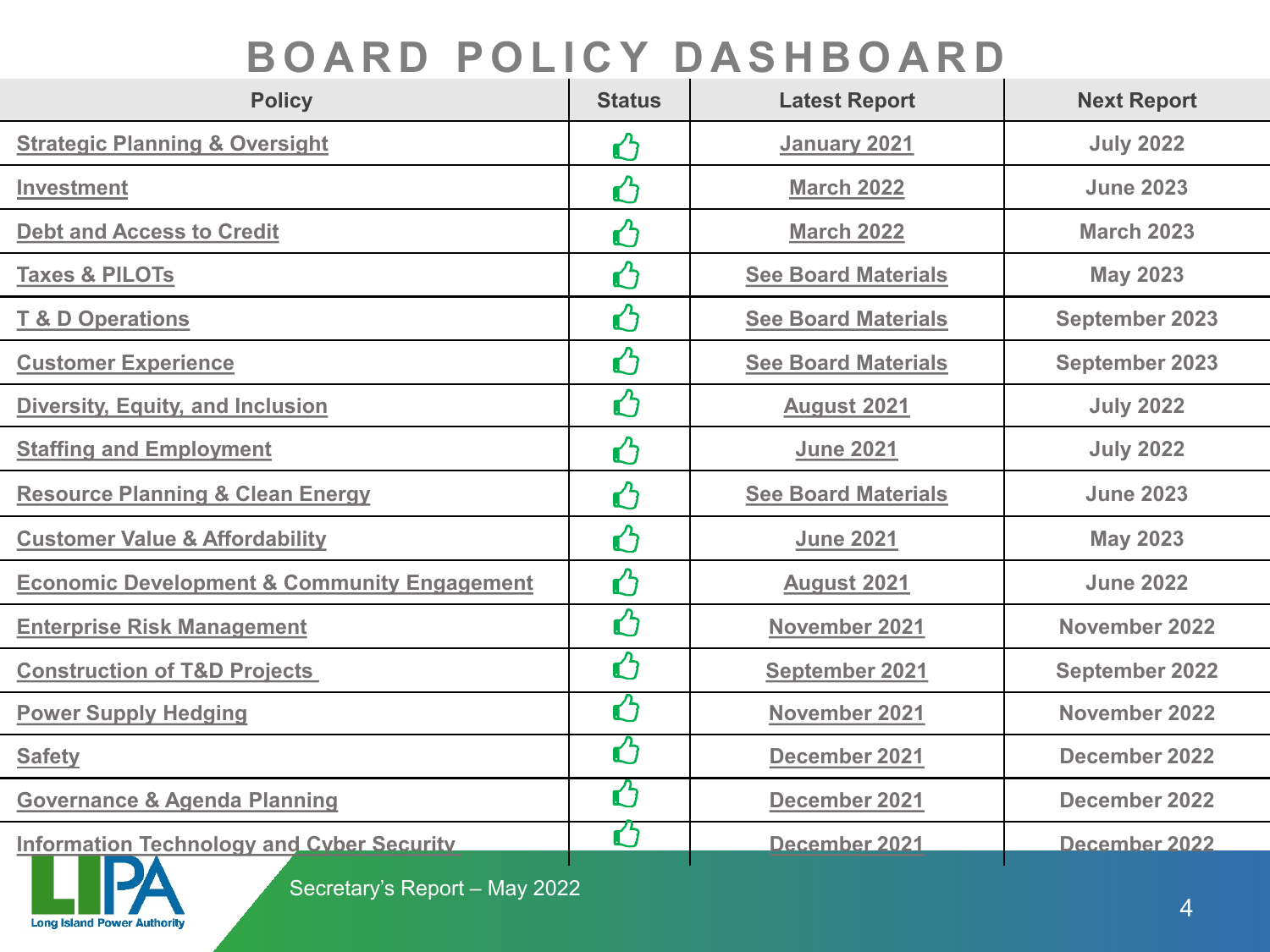# BOARD POLICY DASHBOARD

| Policy | Status | Latest Report | Next Report |
|---|---|---|---|
| Strategic Planning & Oversight | 👍 | January 2021 | July 2022 |
| Investment | 👍 | March 2022 | June 2023 |
| Debt and Access to Credit | 👍 | March 2022 | March 2023 |
| Taxes & PILOTs | 👍 | See Board Materials | May 2023 |
| T & D Operations | 👍 | See Board Materials | September 2023 |
| Customer Experience | 👍 | See Board Materials | September 2023 |
| Diversity, Equity, and Inclusion | 👍 | August 2021 | July 2022 |
| Staffing and Employment | 👍 | June 2021 | July 2022 |
| Resource Planning & Clean Energy | 👍 | See Board Materials | June 2023 |
| Customer Value & Affordability | 👍 | June 2021 | May 2023 |
| Economic Development & Community Engagement | 👍 | August 2021 | June 2022 |
| Enterprise Risk Management | 👍 | November 2021 | November 2022 |
| Construction of T&D Projects | 👍 | September 2021 | September 2022 |
| Power Supply Hedging | 👍 | November 2021 | November 2022 |
| Safety | 👍 | December 2021 | December 2022 |
| Governance & Agenda Planning | 👍 | December 2021 | December 2022 |
| Information Technology and Cyber Security | 👍 | December 2021 | December 2022 |

LIPA Long Island Power Authority

Secretary's Report – May 2022